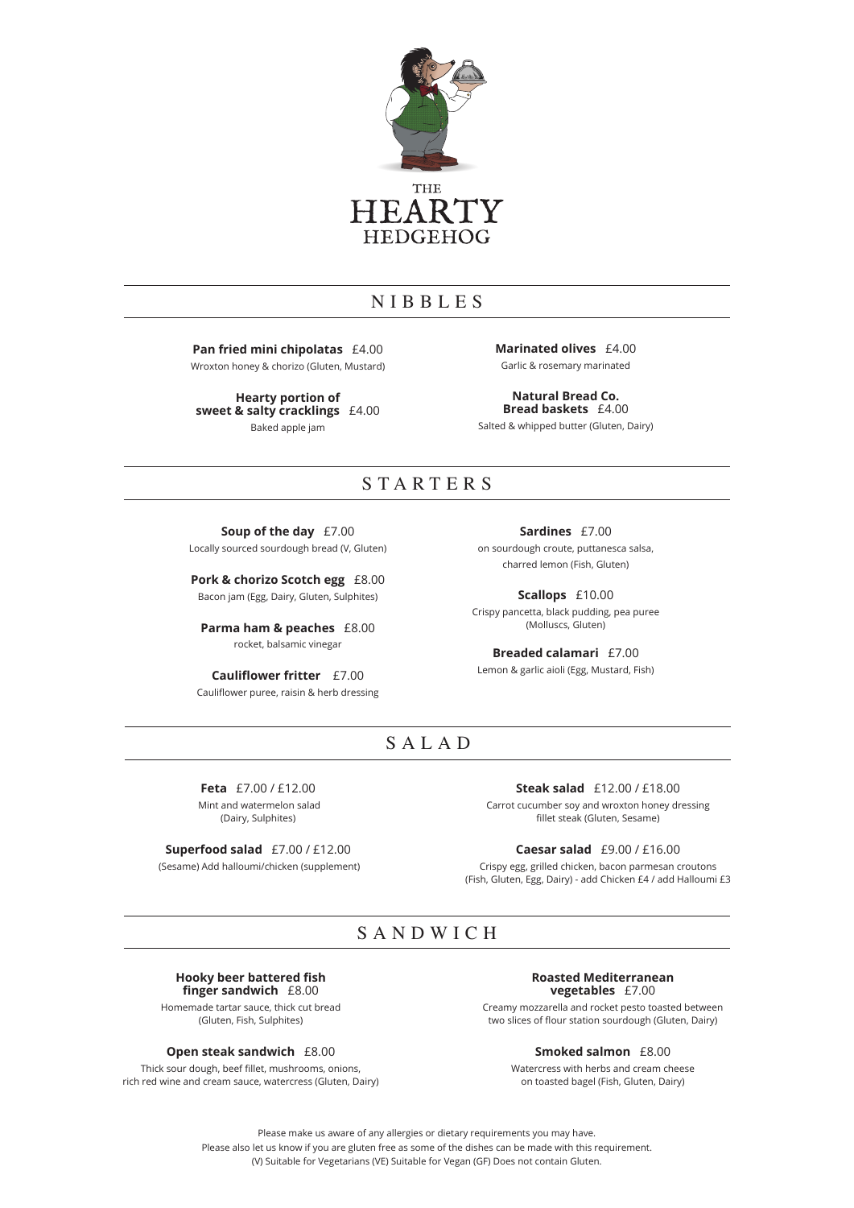# THE HEARTY HEDGEHOG

## NIBBLES

**Pan fried mini chipolatas** £4.00
Wroxton honey & chorizo (Gluten, Mustard)

**Hearty portion of sweet & salty cracklings** £4.00
Baked apple jam

**Marinated olives** £4.00
Garlic & rosemary marinated

**Natural Bread Co. Bread baskets** £4.00
Salted & whipped butter (Gluten, Dairy)

## STARTERS

**Soup of the day** £7.00
Locally sourced sourdough bread (V, Gluten)

**Pork & chorizo Scotch egg** £8.00
Bacon jam (Egg, Dairy, Gluten, Sulphites)

**Parma ham & peaches** £8.00
rocket, balsamic vinegar

**Cauliflower fritter** £7.00
Cauliflower puree, raisin & herb dressing

**Sardines** £7.00
on sourdough croute, puttanesca salsa, charred lemon (Fish, Gluten)

**Scallops** £10.00
Crispy pancetta, black pudding, pea puree (Molluscs, Gluten)

**Breaded calamari** £7.00
Lemon & garlic aioli (Egg, Mustard, Fish)

## SALAD

**Feta** £7.00 / £12.00
Mint and watermelon salad (Dairy, Sulphites)

**Superfood salad** £7.00 / £12.00
(Sesame) Add halloumi/chicken (supplement)

**Steak salad** £12.00 / £18.00
Carrot cucumber soy and wroxton honey dressing fillet steak (Gluten, Sesame)

**Caesar salad** £9.00 / £16.00
Crispy egg, grilled chicken, bacon parmesan croutons (Fish, Gluten, Egg, Dairy) - add Chicken £4 / add Halloumi £3

## SANDWICH

**Hooky beer battered fish finger sandwich** £8.00
Homemade tartar sauce, thick cut bread (Gluten, Fish, Sulphites)

**Open steak sandwich** £8.00
Thick sour dough, beef fillet, mushrooms, onions, rich red wine and cream sauce, watercress (Gluten, Dairy)

**Roasted Mediterranean vegetables** £7.00
Creamy mozzarella and rocket pesto toasted between two slices of flour station sourdough (Gluten, Dairy)

**Smoked salmon** £8.00
Watercress with herbs and cream cheese on toasted bagel (Fish, Gluten, Dairy)

Please make us aware of any allergies or dietary requirements you may have.
Please also let us know if you are gluten free as some of the dishes can be made with this requirement.
(V) Suitable for Vegetarians (VE) Suitable for Vegan (GF) Does not contain Gluten.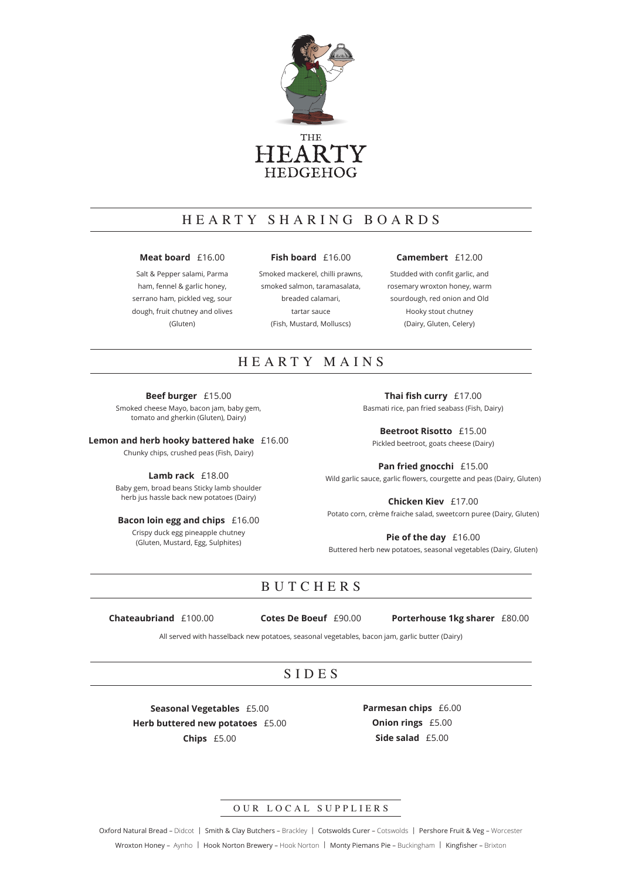THE
# HEARTY HEDGEHOG

## HEARTY SHARING BOARDS

**Meat board** £16.00

Salt & Pepper salami, Parma ham, fennel & garlic honey, serrano ham, pickled veg, sour dough, fruit chutney and olives (Gluten)

**Fish board** £16.00

Smoked mackerel, chilli prawns, smoked salmon, taramasalata, breaded calamari, tartar sauce (Fish, Mustard, Molluscs)

**Camembert** £12.00

Studded with confit garlic, and rosemary wroxton honey, warm sourdough, red onion and Old Hooky stout chutney (Dairy, Gluten, Celery)

## HEARTY MAINS

**Beef burger** £15.00

Smoked cheese Mayo, bacon jam, baby gem, tomato and gherkin (Gluten), Dairy)

**Lemon and herb hooky battered hake** £16.00

Chunky chips, crushed peas (Fish, Dairy)

**Lamb rack** £18.00

Baby gem, broad beans Sticky lamb shoulder herb jus hassle back new potatoes (Dairy)

**Bacon loin egg and chips** £16.00

Crispy duck egg pineapple chutney (Gluten, Mustard, Egg, Sulphites)

**Thai fish curry** £17.00

Basmati rice, pan fried seabass (Fish, Dairy)

**Beetroot Risotto** £15.00

Pickled beetroot, goats cheese (Dairy)

**Pan fried gnocchi** £15.00

Wild garlic sauce, garlic flowers, courgette and peas (Dairy, Gluten)

**Chicken Kiev** £17.00

Potato corn, crème fraiche salad, sweetcorn puree (Dairy, Gluten)

**Pie of the day** £16.00

Buttered herb new potatoes, seasonal vegetables (Dairy, Gluten)

## BUTCHERS

**Chateaubriand** £100.00

**Cotes De Boeuf** £90.00

**Porterhouse 1kg sharer** £80.00

All served with hasselback new potatoes, seasonal vegetables, bacon jam, garlic butter (Dairy)

## SIDES

**Seasonal Vegetables** £5.00

**Herb buttered new potatoes** £5.00

**Chips** £5.00

**Parmesan chips** £6.00

**Onion rings** £5.00

**Side salad** £5.00

### OUR LOCAL SUPPLIERS

Oxford Natural Bread – Didcot | Smith & Clay Butchers – Brackley | Cotswolds Curer – Cotswolds | Pershore Fruit & Veg – Worcester

Wroxton Honey – Aynho | Hook Norton Brewery – Hook Norton | Monty Piemans Pie – Buckingham | Kingfisher – Brixton